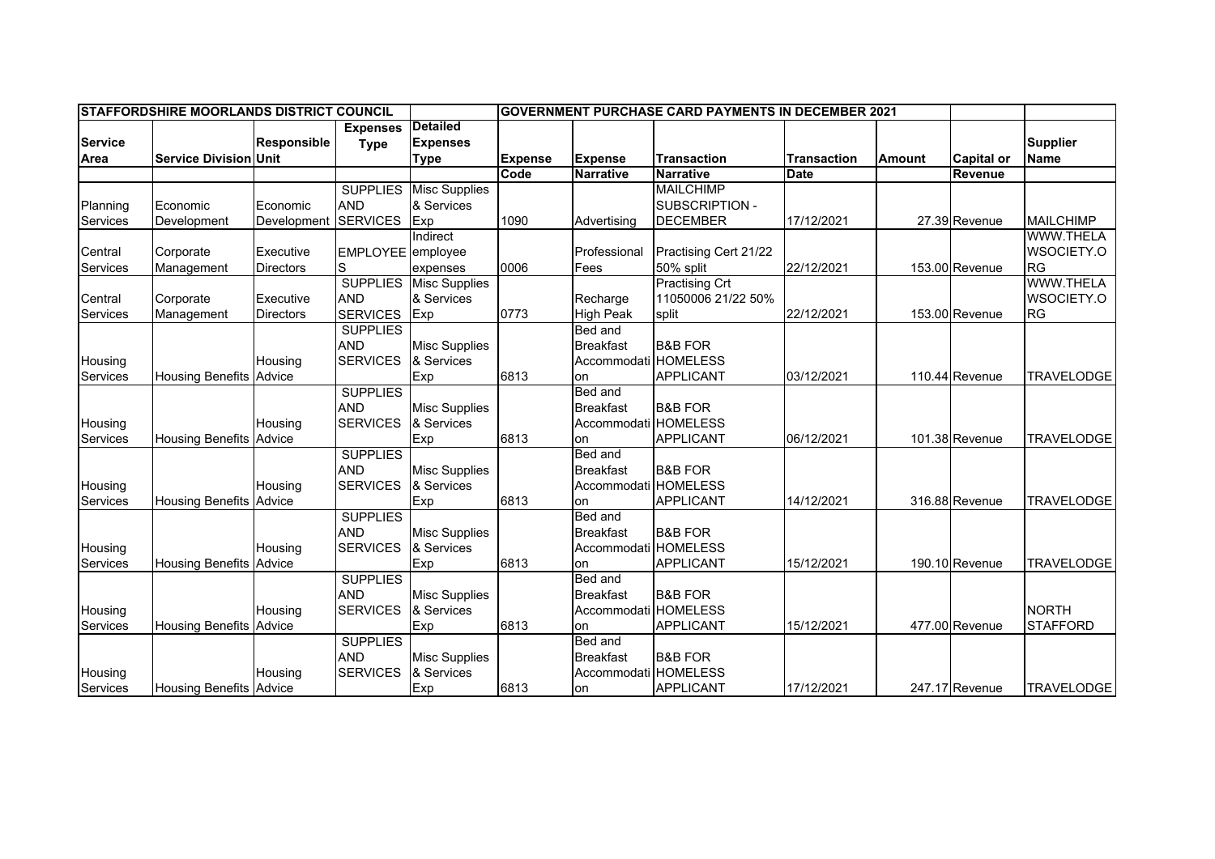| STAFFORDSHIRE MOORLANDS DISTRICT COUNCIL | | | | | GOVERNMENT PURCHASE CARD PAYMENTS IN DECEMBER 2021 | | | | | | |
|---|---|---|---|---|---|---|---|---|---|---|---|
| Service Area | Service Division | Responsible Unit | Expenses Type | Detailed Expenses Type | Expense Code | Expense Narrative | Transaction Narrative | Transaction Date | Amount | Capital or Revenue | Supplier Name |
| Planning Services | Economic Development | Economic Development | SUPPLIES AND SERVICES | Misc Supplies & Services Exp | 1090 | Advertising | MAILCHIMP SUBSCRIPTION - DECEMBER | 17/12/2021 | 27.39 | Revenue | MAILCHIMP |
| Central Services | Corporate Management | Executive Directors | EMPLOYEES | Indirect employee expenses | 0006 | Professional Fees | Practising Cert 21/22 50% split | 22/12/2021 | 153.00 | Revenue | WWW.THELAWSOCIETY.ORG |
| Central Services | Corporate Management | Executive Directors | SUPPLIES AND SERVICES | Misc Supplies & Services Exp | 0773 | Recharge High Peak | Practising Crt 11050006 21/22 50% split | 22/12/2021 | 153.00 | Revenue | WWW.THELAWSOCIETY.ORG |
| Housing Services | Housing Benefits | Housing Advice | SUPPLIES AND SERVICES | Misc Supplies & Services Exp | 6813 | Bed and Breakfast Accommodation | B&B FOR HOMELESS APPLICANT | 03/12/2021 | 110.44 | Revenue | TRAVELODGE |
| Housing Services | Housing Benefits | Housing Advice | SUPPLIES AND SERVICES | Misc Supplies & Services Exp | 6813 | Bed and Breakfast Accommodation | B&B FOR HOMELESS APPLICANT | 06/12/2021 | 101.38 | Revenue | TRAVELODGE |
| Housing Services | Housing Benefits | Housing Advice | SUPPLIES AND SERVICES | Misc Supplies & Services Exp | 6813 | Bed and Breakfast Accommodation | B&B FOR HOMELESS APPLICANT | 14/12/2021 | 316.88 | Revenue | TRAVELODGE |
| Housing Services | Housing Benefits | Housing Advice | SUPPLIES AND SERVICES | Misc Supplies & Services Exp | 6813 | Bed and Breakfast Accommodation | B&B FOR HOMELESS APPLICANT | 15/12/2021 | 190.10 | Revenue | TRAVELODGE |
| Housing Services | Housing Benefits | Housing Advice | SUPPLIES AND SERVICES | Misc Supplies & Services Exp | 6813 | Bed and Breakfast Accommodation | B&B FOR HOMELESS APPLICANT | 15/12/2021 | 477.00 | Revenue | NORTH STAFFORD |
| Housing Services | Housing Benefits | Housing Advice | SUPPLIES AND SERVICES | Misc Supplies & Services Exp | 6813 | Bed and Breakfast Accommodation | B&B FOR HOMELESS APPLICANT | 17/12/2021 | 247.17 | Revenue | TRAVELODGE |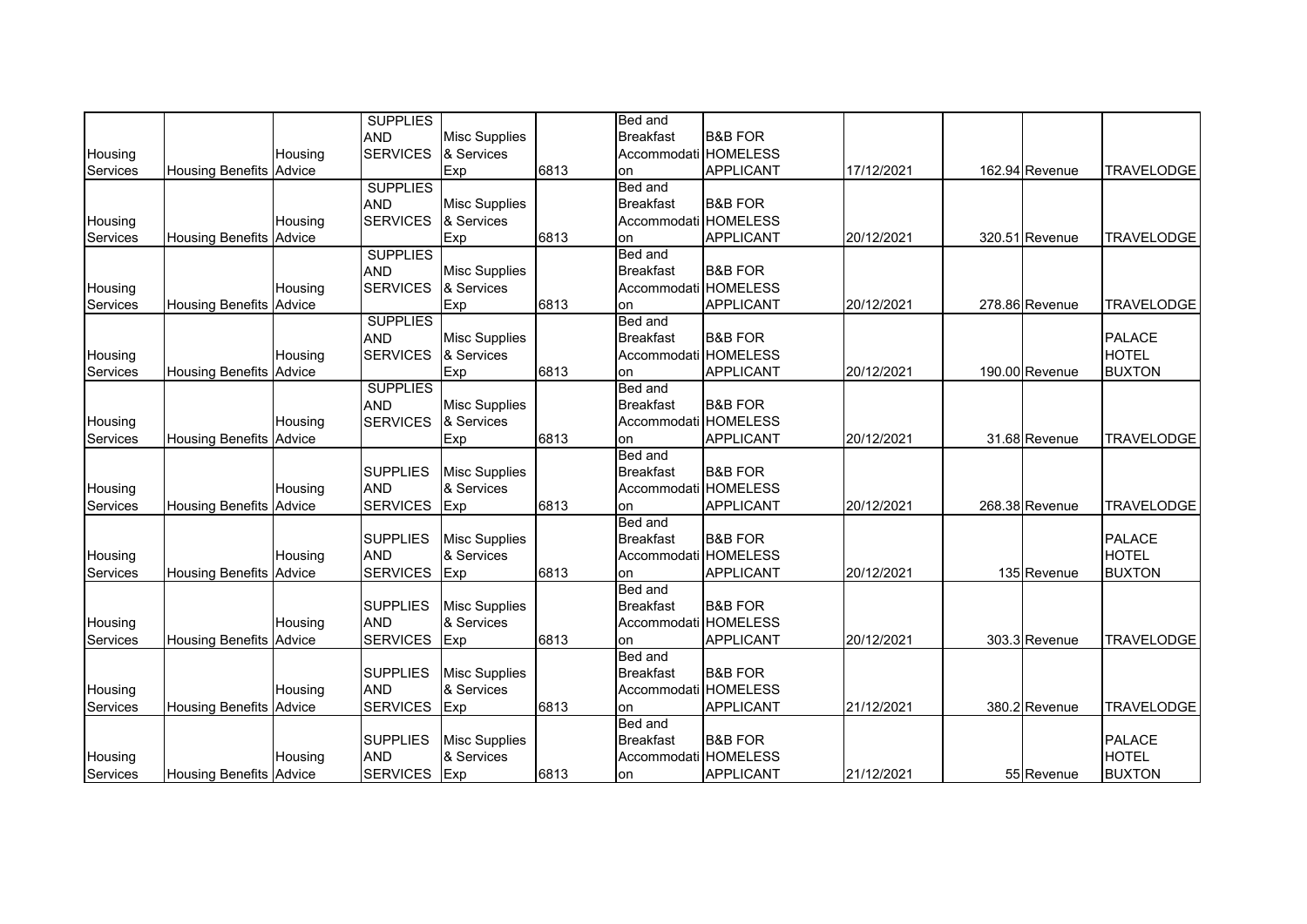| | | | | | | | | | | | |
|---|---|---|---|---|---|---|---|---|---|---|---|
| Housing Services | Housing Benefits | Housing Advice | SUPPLIES AND SERVICES | Misc Supplies & Services Exp | 6813 | Bed and Breakfast Accommodation | B&B FOR HOMELESS APPLICANT | 17/12/2021 | 162.94 | Revenue | TRAVELODGE |
| Housing Services | Housing Benefits | Housing Advice | SUPPLIES AND SERVICES | Misc Supplies & Services Exp | 6813 | Bed and Breakfast Accommodation | B&B FOR HOMELESS APPLICANT | 20/12/2021 | 320.51 | Revenue | TRAVELODGE |
| Housing Services | Housing Benefits | Housing Advice | SUPPLIES AND SERVICES | Misc Supplies & Services Exp | 6813 | Bed and Breakfast Accommodation | B&B FOR HOMELESS APPLICANT | 20/12/2021 | 278.86 | Revenue | TRAVELODGE |
| Housing Services | Housing Benefits | Housing Advice | SUPPLIES AND SERVICES | Misc Supplies & Services Exp | 6813 | Bed and Breakfast Accommodation | B&B FOR HOMELESS APPLICANT | 20/12/2021 | 190.00 | Revenue | PALACE HOTEL BUXTON |
| Housing Services | Housing Benefits | Housing Advice | SUPPLIES AND SERVICES | Misc Supplies & Services Exp | 6813 | Bed and Breakfast Accommodation | B&B FOR HOMELESS APPLICANT | 20/12/2021 | 31.68 | Revenue | TRAVELODGE |
| Housing Services | Housing Benefits | Housing Advice | SUPPLIES AND SERVICES | Misc Supplies & Services Exp | 6813 | Bed and Breakfast Accommodation | B&B FOR HOMELESS APPLICANT | 20/12/2021 | 268.38 | Revenue | TRAVELODGE |
| Housing Services | Housing Benefits | Housing Advice | SUPPLIES AND SERVICES | Misc Supplies & Services Exp | 6813 | Bed and Breakfast Accommodation | B&B FOR HOMELESS APPLICANT | 20/12/2021 | 135 | Revenue | PALACE HOTEL BUXTON |
| Housing Services | Housing Benefits | Housing Advice | SUPPLIES AND SERVICES | Misc Supplies & Services Exp | 6813 | Bed and Breakfast Accommodation | B&B FOR HOMELESS APPLICANT | 20/12/2021 | 303.3 | Revenue | TRAVELODGE |
| Housing Services | Housing Benefits | Housing Advice | SUPPLIES AND SERVICES | Misc Supplies & Services Exp | 6813 | Bed and Breakfast Accommodation | B&B FOR HOMELESS APPLICANT | 21/12/2021 | 380.2 | Revenue | TRAVELODGE |
| Housing Services | Housing Benefits | Housing Advice | SUPPLIES AND SERVICES | Misc Supplies & Services Exp | 6813 | Bed and Breakfast Accommodation | B&B FOR HOMELESS APPLICANT | 21/12/2021 | 55 | Revenue | PALACE HOTEL BUXTON |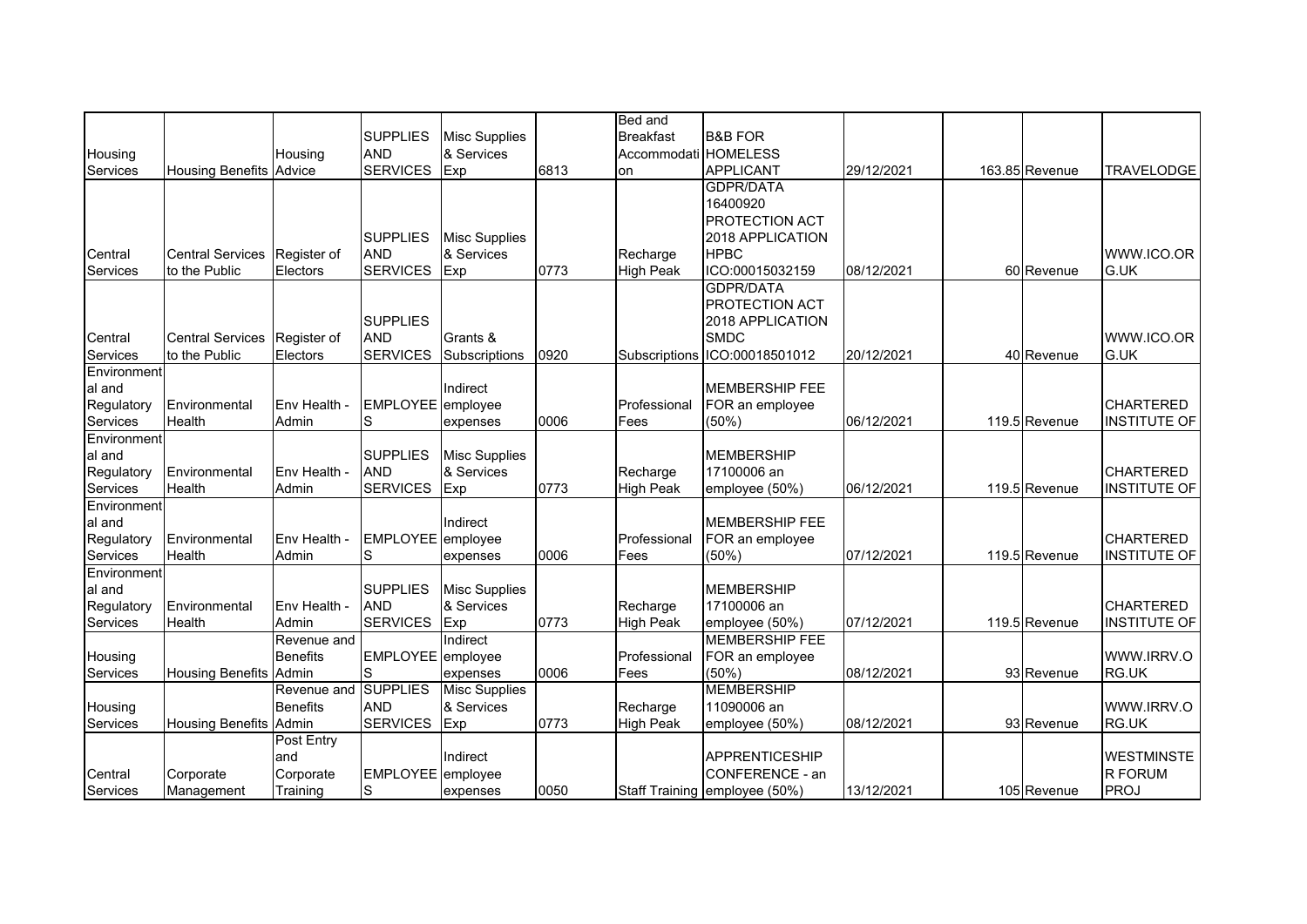| | | | | | | | | | | | |
|---|---|---|---|---|---|---|---|---|---|---|---|
| Housing Services | Housing Benefits | Housing Advice | SUPPLIES AND SERVICES | Misc Supplies & Services Exp | 6813 | Bed and Breakfast Accommodation | B&B FOR HOMELESS APPLICANT | 29/12/2021 | 163.85 | Revenue | TRAVELODGE |
| Central Services | Central Services to the Public | Register of Electors | SUPPLIES AND SERVICES | Misc Supplies & Services Exp | 0773 | Recharge High Peak | GDPR/DATA 16400920 PROTECTION ACT 2018 APPLICATION HPBC ICO:00015032159 | 08/12/2021 | 60 | Revenue | WWW.ICO.ORG.UK |
| Central Services | Central Services to the Public | Register of Electors | SUPPLIES AND SERVICES | Grants & Subscriptions | 0920 | Subscriptions | GDPR/DATA PROTECTION ACT 2018 APPLICATION SMDC ICO:00018501012 | 20/12/2021 | 40 | Revenue | WWW.ICO.ORG.UK |
| Environmental and Regulatory Services | Environmental Health | Env Health - Admin | EMPLOYEES | Indirect employee expenses | 0006 | Professional Fees | MEMBERSHIP FEE FOR an employee (50%) | 06/12/2021 | 119.5 | Revenue | CHARTERED INSTITUTE OF |
| Environmental and Regulatory Services | Environmental Health | Env Health - Admin | SUPPLIES AND SERVICES | Misc Supplies & Services Exp | 0773 | Recharge High Peak | MEMBERSHIP 17100006 an employee (50%) | 06/12/2021 | 119.5 | Revenue | CHARTERED INSTITUTE OF |
| Environmental and Regulatory Services | Environmental Health | Env Health - Admin | EMPLOYEES | Indirect employee expenses | 0006 | Professional Fees | MEMBERSHIP FEE FOR an employee (50%) | 07/12/2021 | 119.5 | Revenue | CHARTERED INSTITUTE OF |
| Environmental and Regulatory Services | Environmental Health | Env Health - Admin | SUPPLIES AND SERVICES | Misc Supplies & Services Exp | 0773 | Recharge High Peak | MEMBERSHIP 17100006 an employee (50%) | 07/12/2021 | 119.5 | Revenue | CHARTERED INSTITUTE OF |
| Housing Services | Housing Benefits | Revenue and Benefits Admin | EMPLOYEES | Indirect employee expenses | 0006 | Professional Fees | MEMBERSHIP FEE FOR an employee (50%) | 08/12/2021 | 93 | Revenue | WWW.IRRV.ORG.UK |
| Housing Services | Housing Benefits | Revenue and Benefits Admin | SUPPLIES AND SERVICES | Misc Supplies & Services Exp | 0773 | Recharge High Peak | MEMBERSHIP 11090006 an employee (50%) | 08/12/2021 | 93 | Revenue | WWW.IRRV.ORG.UK |
| Central Services | Corporate Management | Post Entry and Corporate Training | EMPLOYEES | Indirect employee expenses | 0050 | Staff Training | APPRENTICESHIP CONFERENCE - an employee (50%) | 13/12/2021 | 105 | Revenue | WESTMINSTER FORUM PROJ |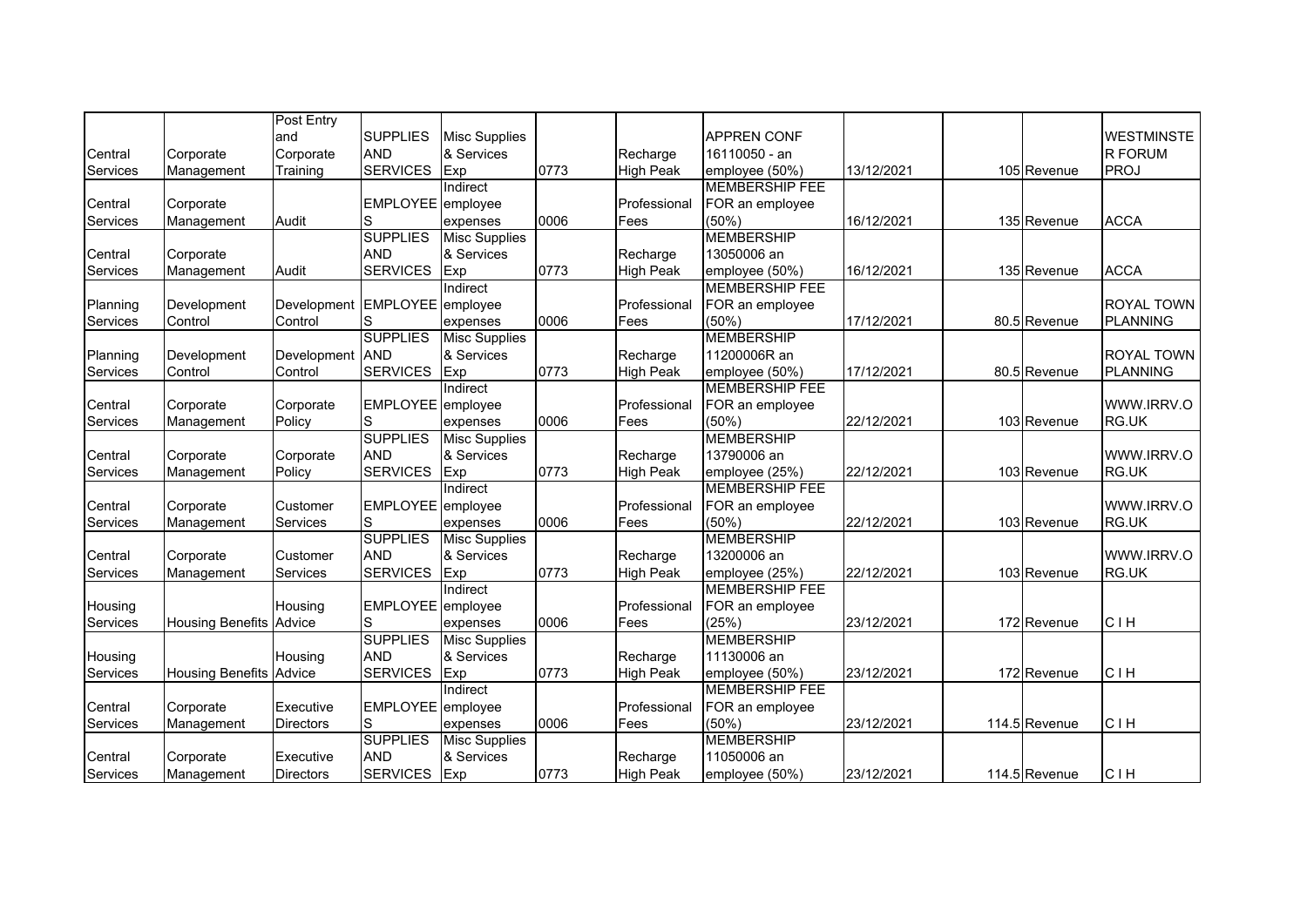| | | | | | | | | | | | |
|---|---|---|---|---|---|---|---|---|---|---|---|
| Central Services | Corporate Management | Post Entry and Corporate Training | SUPPLIES AND SERVICES | Misc Supplies & Services Exp | 0773 | Recharge High Peak | APPREN CONF 16110050 - an employee (50%) | 13/12/2021 | 105 | Revenue | WESTMINSTER FORUM PROJ |
| Central Services | Corporate Management | Audit | EMPLOYEES | Indirect employee expenses | 0006 | Professional Fees | MEMBERSHIP FEE FOR an employee (50%) | 16/12/2021 | 135 | Revenue | ACCA |
| Central Services | Corporate Management | Audit | SUPPLIES AND SERVICES | Misc Supplies & Services Exp | 0773 | Recharge High Peak | MEMBERSHIP 13050006 an employee (50%) | 16/12/2021 | 135 | Revenue | ACCA |
| Planning Services | Development Control | Development Control | EMPLOYEES | Indirect employee expenses | 0006 | Professional Fees | MEMBERSHIP FEE FOR an employee (50%) | 17/12/2021 | 80.5 | Revenue | ROYAL TOWN PLANNING |
| Planning Services | Development Control | Development Control | SUPPLIES AND SERVICES | Misc Supplies & Services Exp | 0773 | Recharge High Peak | MEMBERSHIP 11200006R an employee (50%) | 17/12/2021 | 80.5 | Revenue | ROYAL TOWN PLANNING |
| Central Services | Corporate Management | Corporate Policy | EMPLOYEES | Indirect employee expenses | 0006 | Professional Fees | MEMBERSHIP FEE FOR an employee (50%) | 22/12/2021 | 103 | Revenue | WWW.IRRV.ORG.UK |
| Central Services | Corporate Management | Corporate Policy | SUPPLIES AND SERVICES | Misc Supplies & Services Exp | 0773 | Recharge High Peak | MEMBERSHIP 13790006 an employee (25%) | 22/12/2021 | 103 | Revenue | WWW.IRRV.ORG.UK |
| Central Services | Corporate Management | Customer Services | EMPLOYEES | Indirect employee expenses | 0006 | Professional Fees | MEMBERSHIP FEE FOR an employee (50%) | 22/12/2021 | 103 | Revenue | WWW.IRRV.ORG.UK |
| Central Services | Corporate Management | Customer Services | SUPPLIES AND SERVICES | Misc Supplies & Services Exp | 0773 | Recharge High Peak | MEMBERSHIP 13200006 an employee (25%) | 22/12/2021 | 103 | Revenue | WWW.IRRV.ORG.UK |
| Housing Services | Housing Benefits | Housing Advice | EMPLOYEES | Indirect employee expenses | 0006 | Professional Fees | MEMBERSHIP FEE FOR an employee (25%) | 23/12/2021 | 172 | Revenue | C I H |
| Housing Services | Housing Benefits | Housing Advice | SUPPLIES AND SERVICES | Misc Supplies & Services Exp | 0773 | Recharge High Peak | MEMBERSHIP 11130006 an employee (50%) | 23/12/2021 | 172 | Revenue | C I H |
| Central Services | Corporate Management | Executive Directors | EMPLOYEES | Indirect employee expenses | 0006 | Professional Fees | MEMBERSHIP FEE FOR an employee (50%) | 23/12/2021 | 114.5 | Revenue | C I H |
| Central Services | Corporate Management | Executive Directors | SUPPLIES AND SERVICES | Misc Supplies & Services Exp | 0773 | Recharge High Peak | MEMBERSHIP 11050006 an employee (50%) | 23/12/2021 | 114.5 | Revenue | C I H |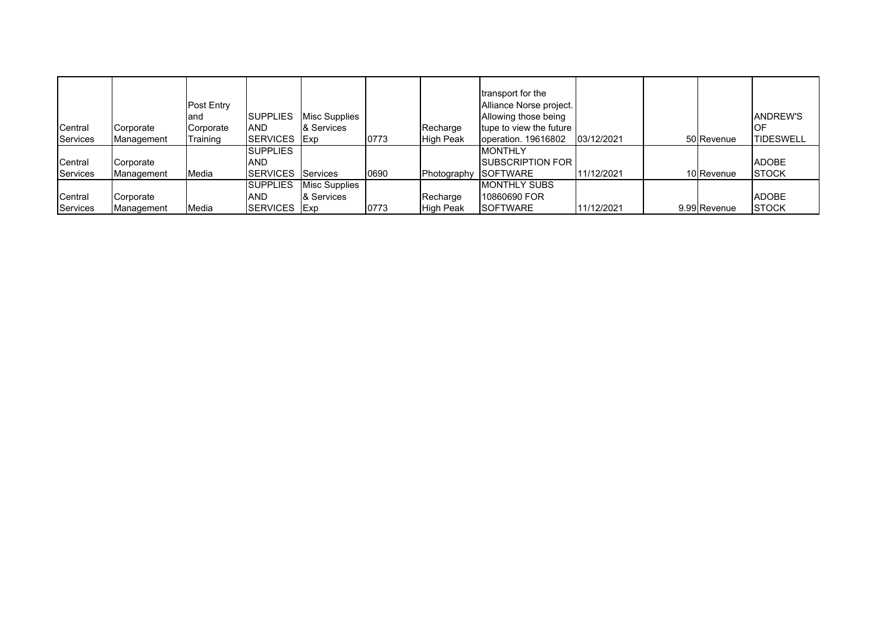| | | | | | | | | | | | |
|---|---|---|---|---|---|---|---|---|---|---|---|
| Central Services | Corporate Management | Post Entry and Corporate Training | SUPPLIES AND SERVICES | Misc Supplies & Services Exp | 0773 | Recharge High Peak | transport for the Alliance Norse project. Allowing those being tupe to view the future operation. 19616802 | 03/12/2021 | | 50 Revenue | ANDREW'S OF TIDESWELL |
| Central Services | Corporate Management | Media | SUPPLIES AND SERVICES | Services | 0690 | Photography | MONTHLY SUBSCRIPTION FOR SOFTWARE | 11/12/2021 | | 10 Revenue | ADOBE STOCK |
| Central Services | Corporate Management | Media | SUPPLIES AND SERVICES | Misc Supplies & Services Exp | 0773 | Recharge High Peak | MONTHLY SUBS 10860690 FOR SOFTWARE | 11/12/2021 | | 9.99 Revenue | ADOBE STOCK |